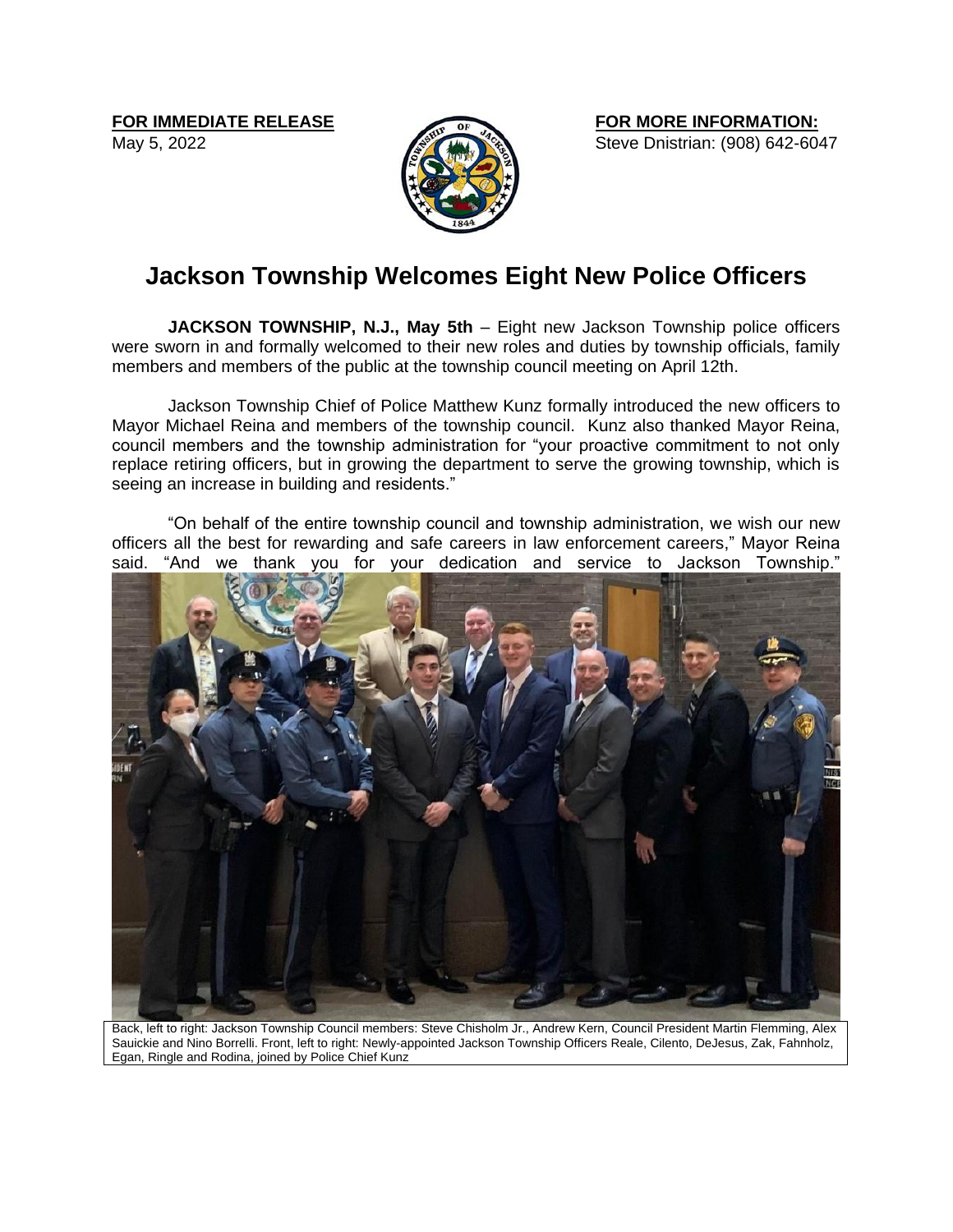**FOR IMMEDIATE RELEASE**
May 5, 2022

**FOR MORE INFORMATION:**
Steve Dnistrian: (908) 642-6047

# Jackson Township Welcomes Eight New Police Officers

**JACKSON TOWNSHIP, N.J., May 5th** – Eight new Jackson Township police officers were sworn in and formally welcomed to their new roles and duties by township officials, family members and members of the public at the township council meeting on April 12th.

Jackson Township Chief of Police Matthew Kunz formally introduced the new officers to Mayor Michael Reina and members of the township council. Kunz also thanked Mayor Reina, council members and the township administration for "your proactive commitment to not only replace retiring officers, but in growing the department to serve the growing township, which is seeing an increase in building and residents."

"On behalf of the entire township council and township administration, we wish our new officers all the best for rewarding and safe careers in law enforcement careers," Mayor Reina said. "And we thank you for your dedication and service to Jackson Township."

Back, left to right: Jackson Township Council members: Steve Chisholm Jr., Andrew Kern, Council President Martin Flemming, Alex Sauickie and Nino Borrelli. Front, left to right: Newly-appointed Jackson Township Officers Reale, Cilento, DeJesus, Zak, Fahnholz, Egan, Ringle and Rodina, joined by Police Chief Kunz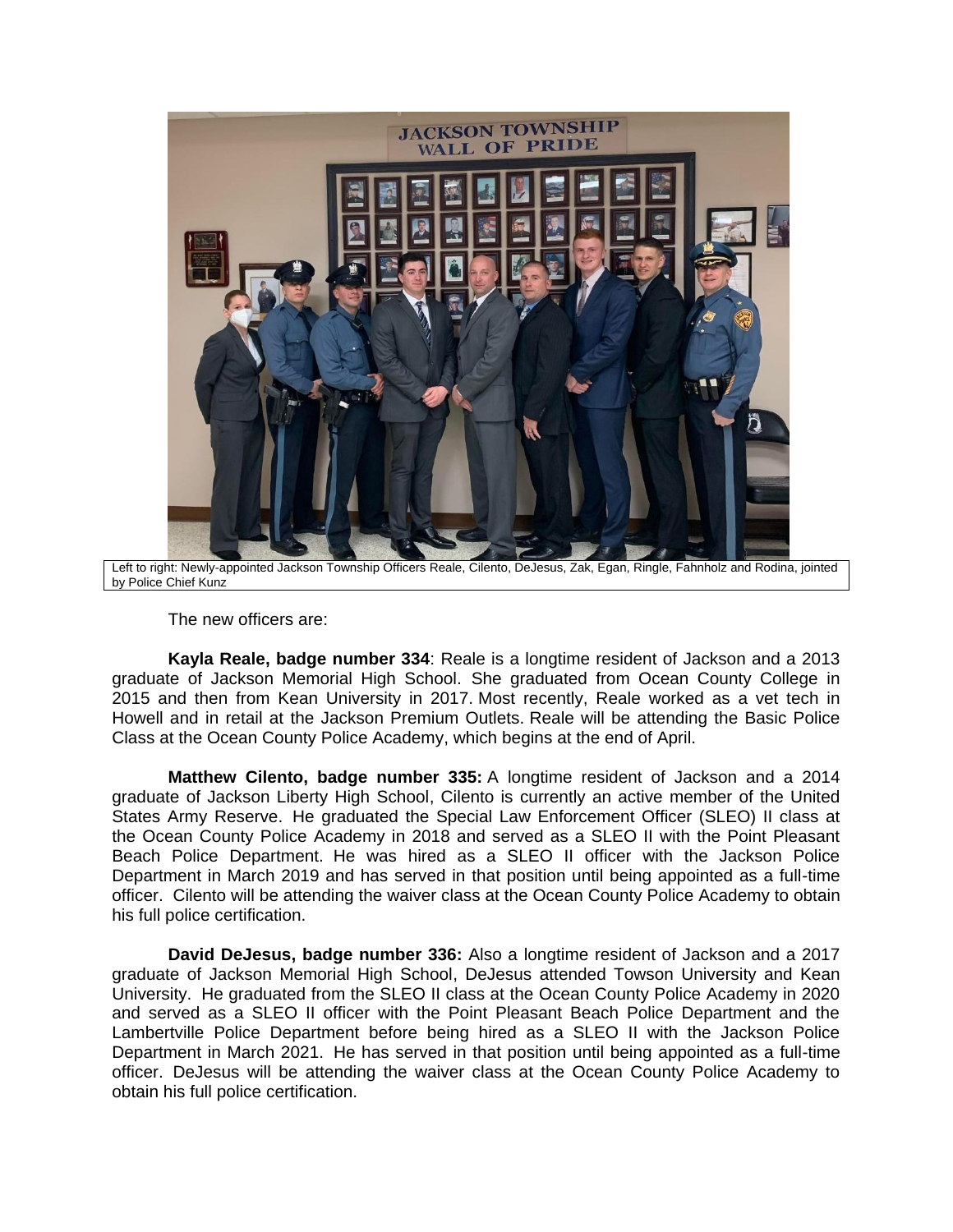Left to right: Newly-appointed Jackson Township Officers Reale, Cilento, DeJesus, Zak, Egan, Ringle, Fahnholz and Rodina, jointed by Police Chief Kunz

The new officers are:

**Kayla Reale, badge number 334**: Reale is a longtime resident of Jackson and a 2013 graduate of Jackson Memorial High School. She graduated from Ocean County College in 2015 and then from Kean University in 2017. Most recently, Reale worked as a vet tech in Howell and in retail at the Jackson Premium Outlets. Reale will be attending the Basic Police Class at the Ocean County Police Academy, which begins at the end of April.

**Matthew Cilento, badge number 335:** A longtime resident of Jackson and a 2014 graduate of Jackson Liberty High School, Cilento is currently an active member of the United States Army Reserve. He graduated the Special Law Enforcement Officer (SLEO) II class at the Ocean County Police Academy in 2018 and served as a SLEO II with the Point Pleasant Beach Police Department. He was hired as a SLEO II officer with the Jackson Police Department in March 2019 and has served in that position until being appointed as a full-time officer. Cilento will be attending the waiver class at the Ocean County Police Academy to obtain his full police certification.

**David DeJesus, badge number 336:** Also a longtime resident of Jackson and a 2017 graduate of Jackson Memorial High School, DeJesus attended Towson University and Kean University. He graduated from the SLEO II class at the Ocean County Police Academy in 2020 and served as a SLEO II officer with the Point Pleasant Beach Police Department and the Lambertville Police Department before being hired as a SLEO II with the Jackson Police Department in March 2021. He has served in that position until being appointed as a full-time officer. DeJesus will be attending the waiver class at the Ocean County Police Academy to obtain his full police certification.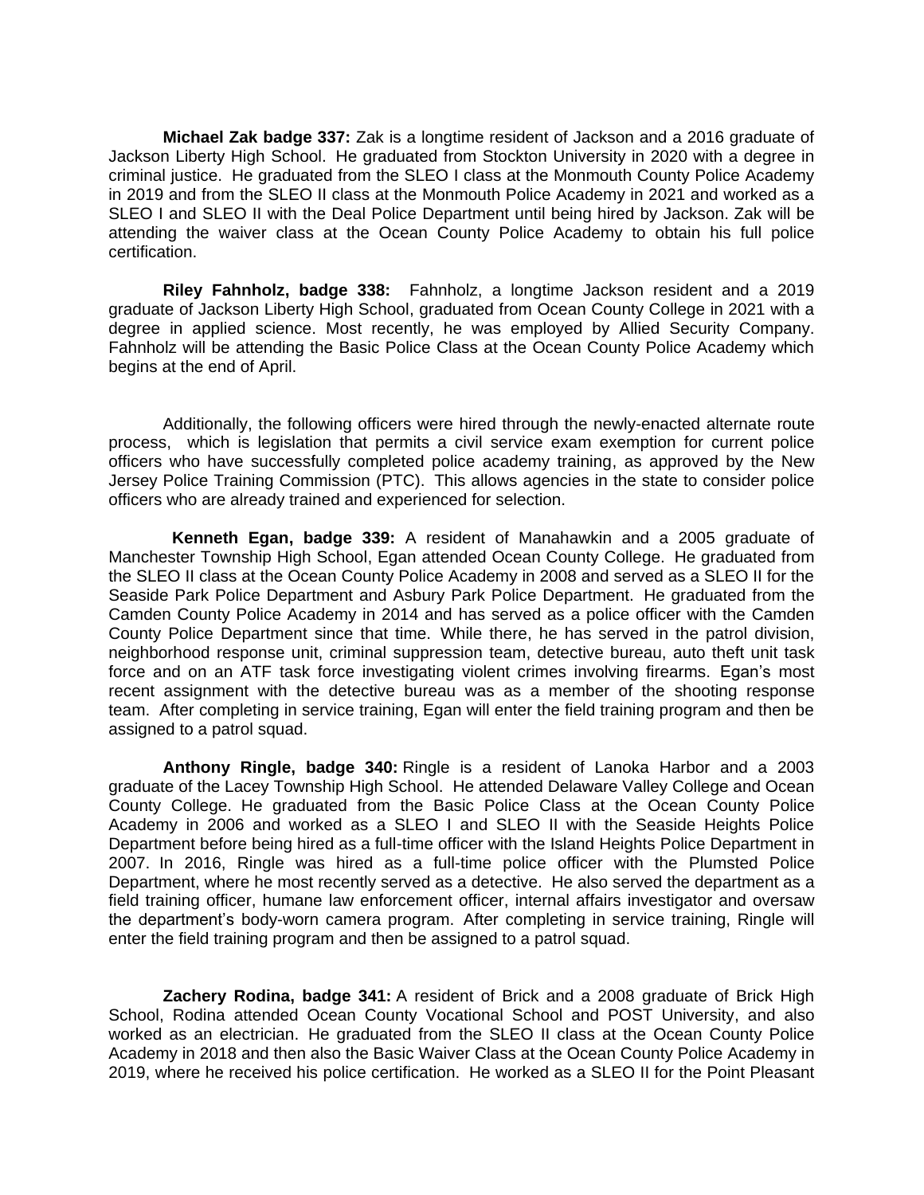**Michael Zak badge 337:** Zak is a longtime resident of Jackson and a 2016 graduate of Jackson Liberty High School. He graduated from Stockton University in 2020 with a degree in criminal justice. He graduated from the SLEO I class at the Monmouth County Police Academy in 2019 and from the SLEO II class at the Monmouth Police Academy in 2021 and worked as a SLEO I and SLEO II with the Deal Police Department until being hired by Jackson. Zak will be attending the waiver class at the Ocean County Police Academy to obtain his full police certification.

**Riley Fahnholz, badge 338:** Fahnholz, a longtime Jackson resident and a 2019 graduate of Jackson Liberty High School, graduated from Ocean County College in 2021 with a degree in applied science. Most recently, he was employed by Allied Security Company. Fahnholz will be attending the Basic Police Class at the Ocean County Police Academy which begins at the end of April.

Additionally, the following officers were hired through the newly-enacted alternate route process, which is legislation that permits a civil service exam exemption for current police officers who have successfully completed police academy training, as approved by the New Jersey Police Training Commission (PTC). This allows agencies in the state to consider police officers who are already trained and experienced for selection.

**Kenneth Egan, badge 339:** A resident of Manahawkin and a 2005 graduate of Manchester Township High School, Egan attended Ocean County College. He graduated from the SLEO II class at the Ocean County Police Academy in 2008 and served as a SLEO II for the Seaside Park Police Department and Asbury Park Police Department. He graduated from the Camden County Police Academy in 2014 and has served as a police officer with the Camden County Police Department since that time. While there, he has served in the patrol division, neighborhood response unit, criminal suppression team, detective bureau, auto theft unit task force and on an ATF task force investigating violent crimes involving firearms. Egan's most recent assignment with the detective bureau was as a member of the shooting response team. After completing in service training, Egan will enter the field training program and then be assigned to a patrol squad.

**Anthony Ringle, badge 340:** Ringle is a resident of Lanoka Harbor and a 2003 graduate of the Lacey Township High School. He attended Delaware Valley College and Ocean County College. He graduated from the Basic Police Class at the Ocean County Police Academy in 2006 and worked as a SLEO I and SLEO II with the Seaside Heights Police Department before being hired as a full-time officer with the Island Heights Police Department in 2007. In 2016, Ringle was hired as a full-time police officer with the Plumsted Police Department, where he most recently served as a detective. He also served the department as a field training officer, humane law enforcement officer, internal affairs investigator and oversaw the department's body-worn camera program. After completing in service training, Ringle will enter the field training program and then be assigned to a patrol squad.

**Zachery Rodina, badge 341:** A resident of Brick and a 2008 graduate of Brick High School, Rodina attended Ocean County Vocational School and POST University, and also worked as an electrician. He graduated from the SLEO II class at the Ocean County Police Academy in 2018 and then also the Basic Waiver Class at the Ocean County Police Academy in 2019, where he received his police certification. He worked as a SLEO II for the Point Pleasant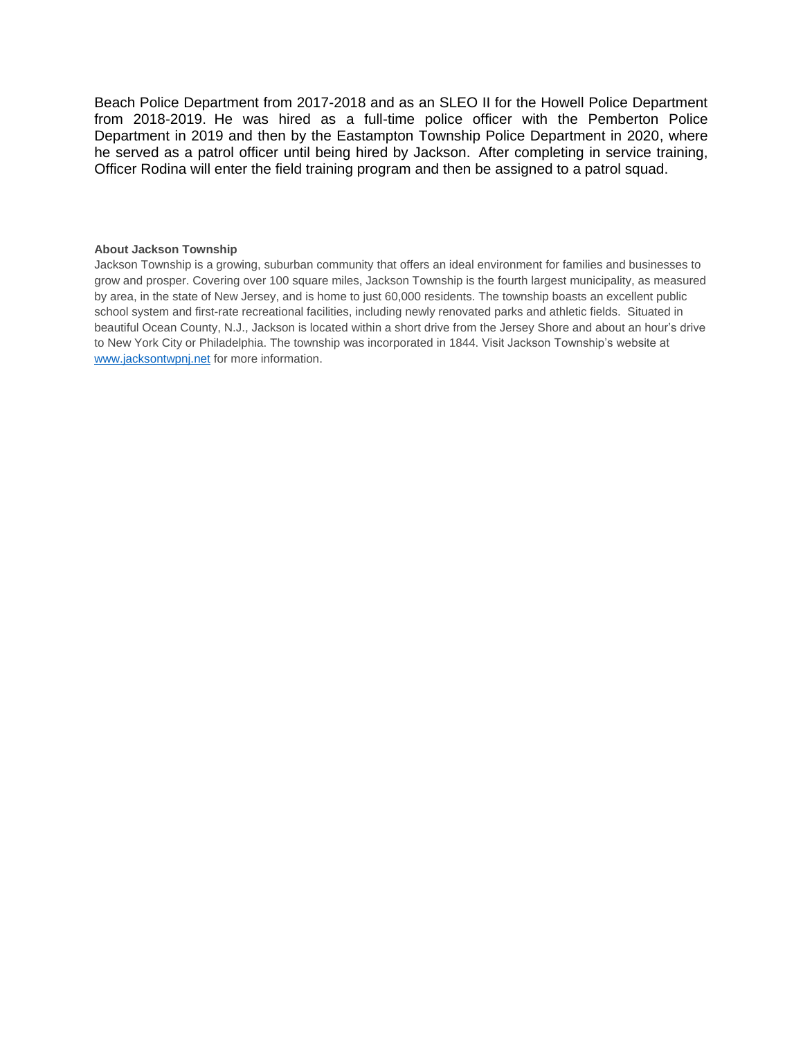Beach Police Department from 2017-2018 and as an SLEO II for the Howell Police Department from 2018-2019. He was hired as a full-time police officer with the Pemberton Police Department in 2019 and then by the Eastampton Township Police Department in 2020, where he served as a patrol officer until being hired by Jackson. After completing in service training, Officer Rodina will enter the field training program and then be assigned to a patrol squad.

**About Jackson Township**

Jackson Township is a growing, suburban community that offers an ideal environment for families and businesses to grow and prosper. Covering over 100 square miles, Jackson Township is the fourth largest municipality, as measured by area, in the state of New Jersey, and is home to just 60,000 residents. The township boasts an excellent public school system and first-rate recreational facilities, including newly renovated parks and athletic fields. Situated in beautiful Ocean County, N.J., Jackson is located within a short drive from the Jersey Shore and about an hour's drive to New York City or Philadelphia. The township was incorporated in 1844. Visit Jackson Township's website at [www.jacksontwpnj.net](http://www.jacksontwpnj.net) for more information.